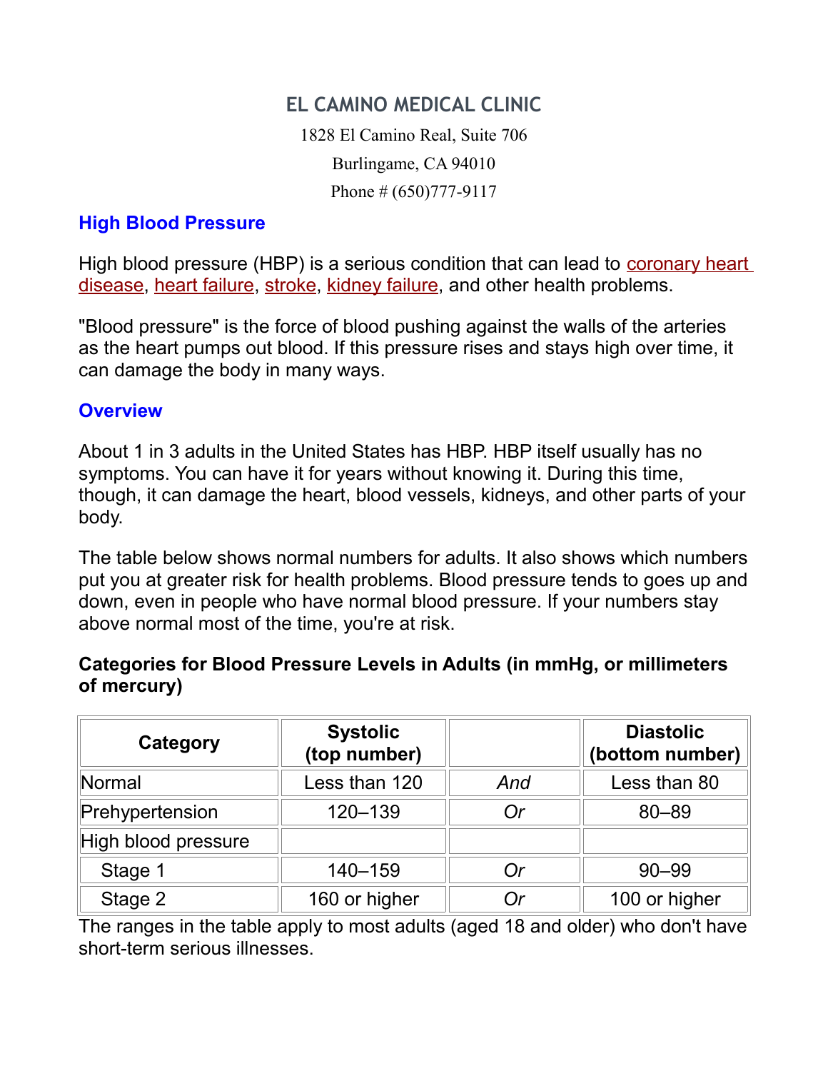# EL CAMINO MEDICAL CLINIC

1828 El Camino Real, Suite 706

Burlingame, CA 94010

Phone # (650)777-9117

## High Blood Pressure

High blood pressure (HBP) is a serious condition that can lead to coronary heart disease, heart failure, stroke, kidney failure, and other health problems.

"Blood pressure" is the force of blood pushing against the walls of the arteries as the heart pumps out blood. If this pressure rises and stays high over time, it can damage the body in many ways.

## Overview

About 1 in 3 adults in the United States has HBP. HBP itself usually has no symptoms. You can have it for years without knowing it. During this time, though, it can damage the heart, blood vessels, kidneys, and other parts of your body.

The table below shows normal numbers for adults. It also shows which numbers put you at greater risk for health problems. Blood pressure tends to goes up and down, even in people who have normal blood pressure. If your numbers stay above normal most of the time, you're at risk.

**Categories for Blood Pressure Levels in Adults (in mmHg, or millimeters of mercury)**

| Category | Systolic (top number) | | Diastolic (bottom number) |
|---|---|---|---|
| Normal | Less than 120 | *And* | Less than 80 |
| Prehypertension | 120–139 | *Or* | 80–89 |
| High blood pressure | | | |
| Stage 1 | 140–159 | *Or* | 90–99 |
| Stage 2 | 160 or higher | *Or* | 100 or higher |

The ranges in the table apply to most adults (aged 18 and older) who don't have short-term serious illnesses.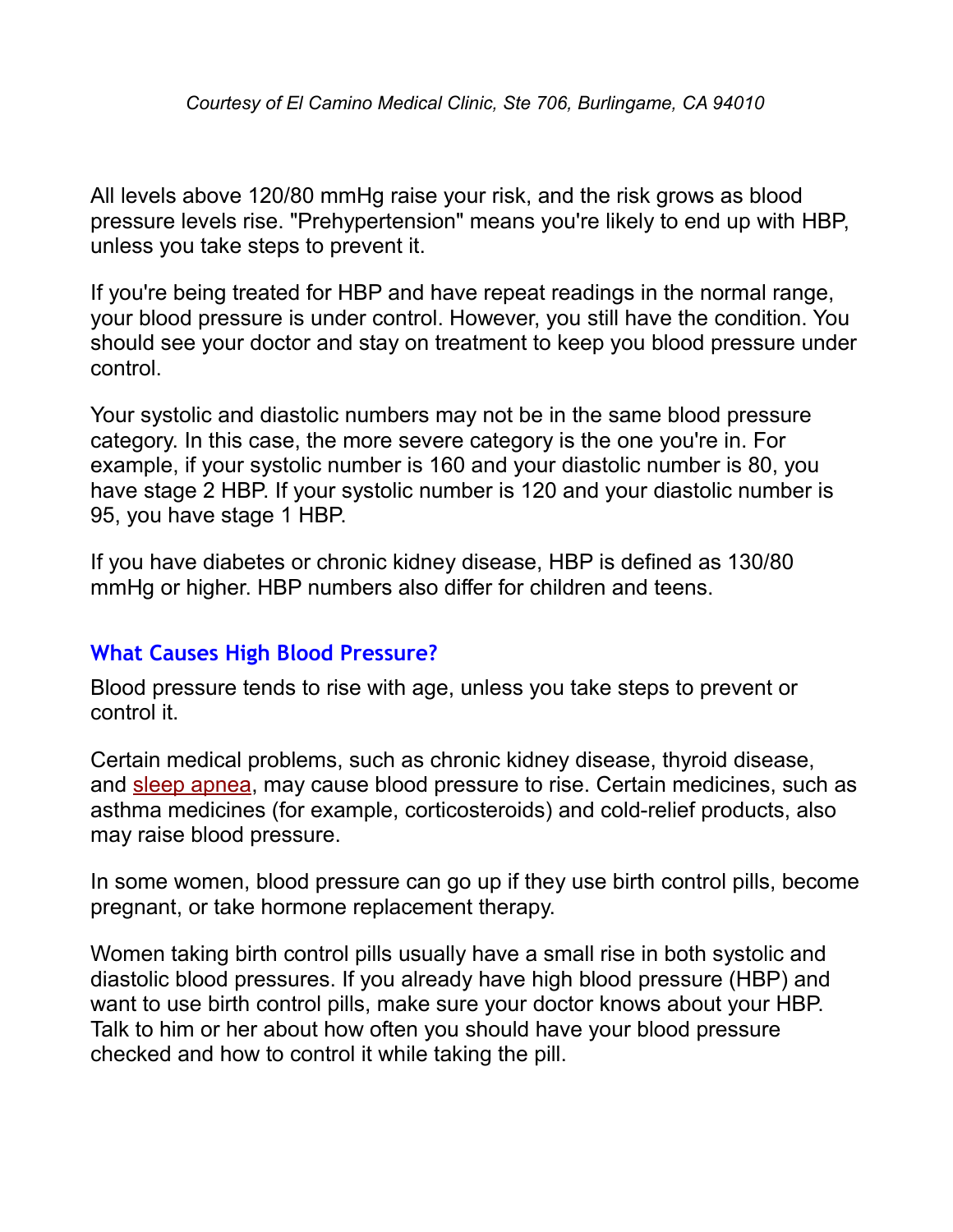All levels above 120/80 mmHg raise your risk, and the risk grows as blood pressure levels rise. "Prehypertension" means you're likely to end up with HBP, unless you take steps to prevent it.

If you're being treated for HBP and have repeat readings in the normal range, your blood pressure is under control. However, you still have the condition. You should see your doctor and stay on treatment to keep you blood pressure under control.

Your systolic and diastolic numbers may not be in the same blood pressure category. In this case, the more severe category is the one you're in. For example, if your systolic number is 160 and your diastolic number is 80, you have stage 2 HBP. If your systolic number is 120 and your diastolic number is 95, you have stage 1 HBP.

If you have diabetes or chronic kidney disease, HBP is defined as 130/80 mmHg or higher. HBP numbers also differ for children and teens.

## What Causes High Blood Pressure?

Blood pressure tends to rise with age, unless you take steps to prevent or control it.

Certain medical problems, such as chronic kidney disease, thyroid disease, and sleep apnea, may cause blood pressure to rise. Certain medicines, such as asthma medicines (for example, corticosteroids) and cold-relief products, also may raise blood pressure.

In some women, blood pressure can go up if they use birth control pills, become pregnant, or take hormone replacement therapy.

Women taking birth control pills usually have a small rise in both systolic and diastolic blood pressures. If you already have high blood pressure (HBP) and want to use birth control pills, make sure your doctor knows about your HBP. Talk to him or her about how often you should have your blood pressure checked and how to control it while taking the pill.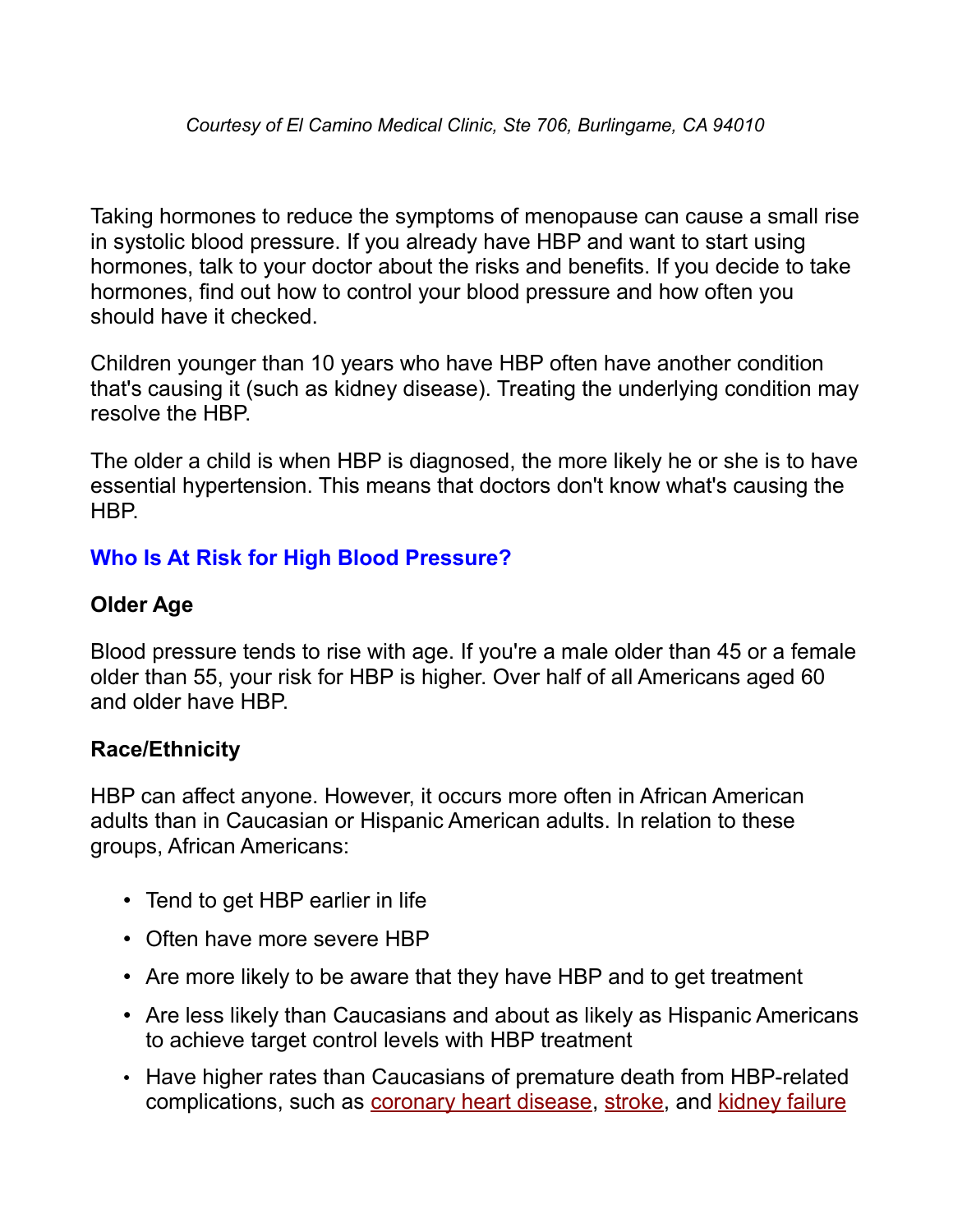*Courtesy of El Camino Medical Clinic, Ste 706, Burlingame, CA 94010*

Taking hormones to reduce the symptoms of menopause can cause a small rise in systolic blood pressure. If you already have HBP and want to start using hormones, talk to your doctor about the risks and benefits. If you decide to take hormones, find out how to control your blood pressure and how often you should have it checked.

Children younger than 10 years who have HBP often have another condition that's causing it (such as kidney disease). Treating the underlying condition may resolve the HBP.

The older a child is when HBP is diagnosed, the more likely he or she is to have essential hypertension. This means that doctors don't know what's causing the HBP.

## Who Is At Risk for High Blood Pressure?

### Older Age

Blood pressure tends to rise with age. If you're a male older than 45 or a female older than 55, your risk for HBP is higher. Over half of all Americans aged 60 and older have HBP.

### Race/Ethnicity

HBP can affect anyone. However, it occurs more often in African American adults than in Caucasian or Hispanic American adults. In relation to these groups, African Americans:

- Tend to get HBP earlier in life
- Often have more severe HBP
- Are more likely to be aware that they have HBP and to get treatment
- Are less likely than Caucasians and about as likely as Hispanic Americans to achieve target control levels with HBP treatment
- Have higher rates than Caucasians of premature death from HBP-related complications, such as coronary heart disease, stroke, and kidney failure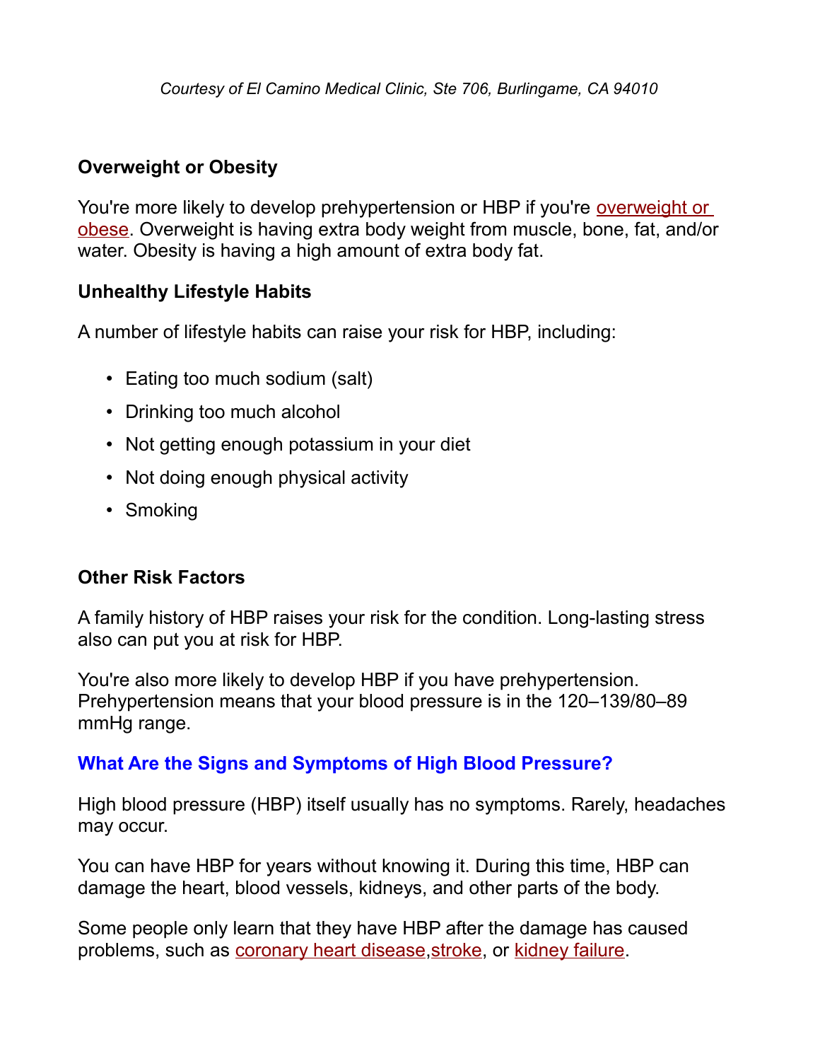*Courtesy of El Camino Medical Clinic, Ste 706, Burlingame, CA 94010*

### Overweight or Obesity

You're more likely to develop prehypertension or HBP if you're overweight or obese. Overweight is having extra body weight from muscle, bone, fat, and/or water. Obesity is having a high amount of extra body fat.

### Unhealthy Lifestyle Habits

A number of lifestyle habits can raise your risk for HBP, including:

- Eating too much sodium (salt)
- Drinking too much alcohol
- Not getting enough potassium in your diet
- Not doing enough physical activity
- Smoking

### Other Risk Factors

A family history of HBP raises your risk for the condition. Long-lasting stress also can put you at risk for HBP.

You're also more likely to develop HBP if you have prehypertension. Prehypertension means that your blood pressure is in the 120–139/80–89 mmHg range.

## What Are the Signs and Symptoms of High Blood Pressure?

High blood pressure (HBP) itself usually has no symptoms. Rarely, headaches may occur.

You can have HBP for years without knowing it. During this time, HBP can damage the heart, blood vessels, kidneys, and other parts of the body.

Some people only learn that they have HBP after the damage has caused problems, such as coronary heart disease,stroke, or kidney failure.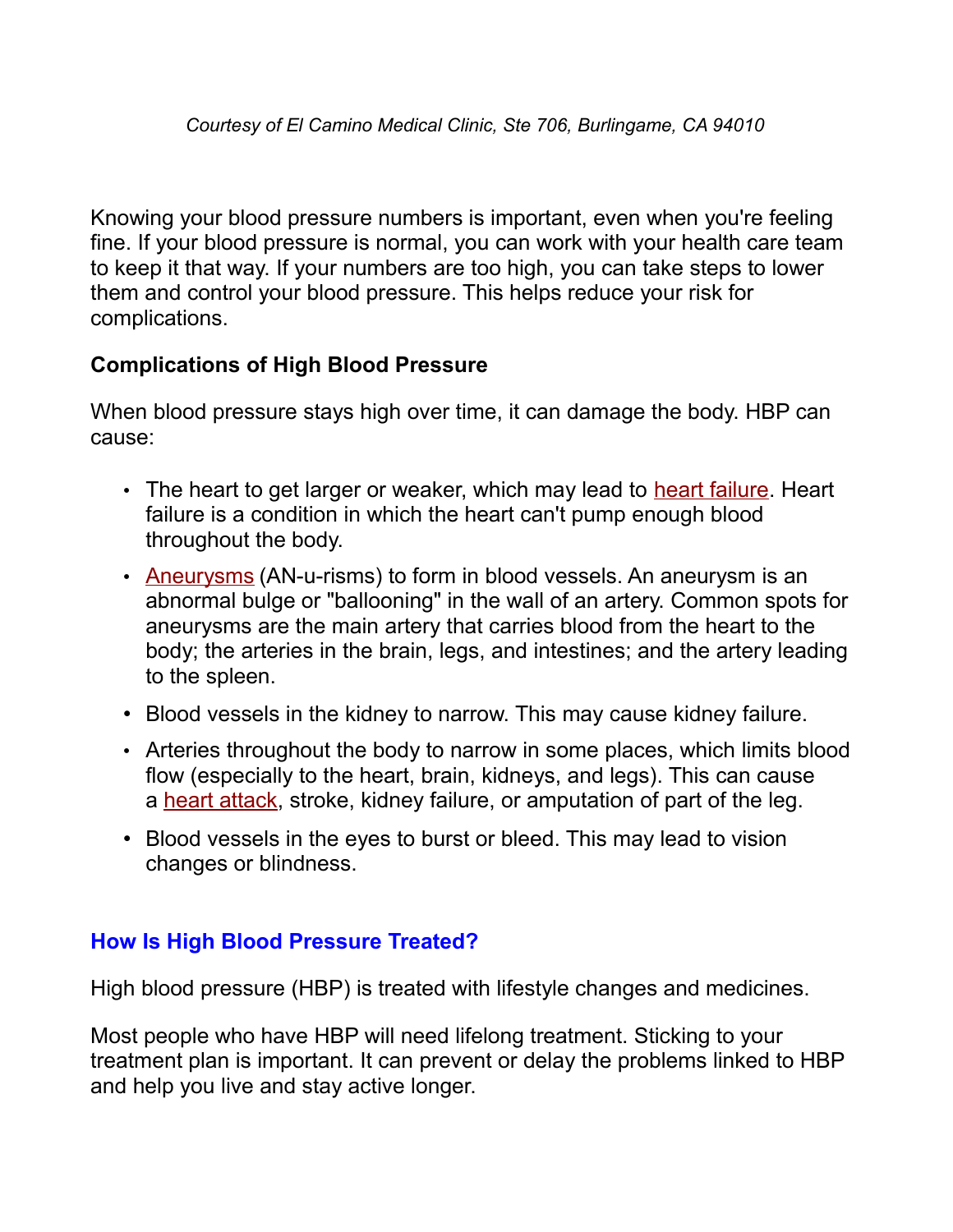*Courtesy of El Camino Medical Clinic, Ste 706, Burlingame, CA 94010*

Knowing your blood pressure numbers is important, even when you're feeling fine. If your blood pressure is normal, you can work with your health care team to keep it that way. If your numbers are too high, you can take steps to lower them and control your blood pressure. This helps reduce your risk for complications.

**Complications of High Blood Pressure**

When blood pressure stays high over time, it can damage the body. HBP can cause:

- The heart to get larger or weaker, which may lead to heart failure. Heart failure is a condition in which the heart can't pump enough blood throughout the body.
- Aneurysms (AN-u-risms) to form in blood vessels. An aneurysm is an abnormal bulge or "ballooning" in the wall of an artery. Common spots for aneurysms are the main artery that carries blood from the heart to the body; the arteries in the brain, legs, and intestines; and the artery leading to the spleen.
- Blood vessels in the kidney to narrow. This may cause kidney failure.
- Arteries throughout the body to narrow in some places, which limits blood flow (especially to the heart, brain, kidneys, and legs). This can cause a heart attack, stroke, kidney failure, or amputation of part of the leg.
- Blood vessels in the eyes to burst or bleed. This may lead to vision changes or blindness.

## How Is High Blood Pressure Treated?

High blood pressure (HBP) is treated with lifestyle changes and medicines.

Most people who have HBP will need lifelong treatment. Sticking to your treatment plan is important. It can prevent or delay the problems linked to HBP and help you live and stay active longer.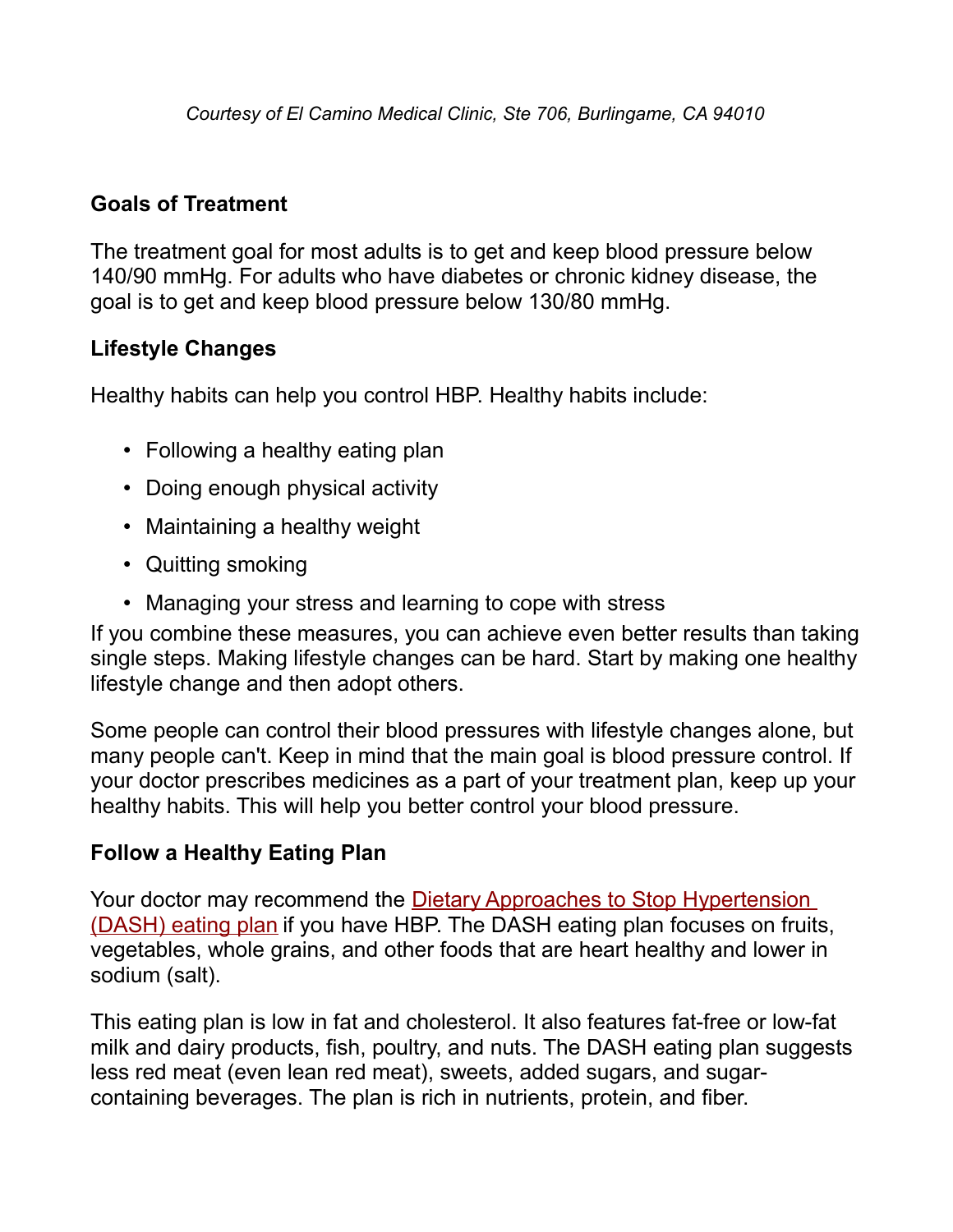*Courtesy of El Camino Medical Clinic, Ste 706, Burlingame, CA 94010*

### Goals of Treatment

The treatment goal for most adults is to get and keep blood pressure below 140/90 mmHg. For adults who have diabetes or chronic kidney disease, the goal is to get and keep blood pressure below 130/80 mmHg.

### Lifestyle Changes

Healthy habits can help you control HBP. Healthy habits include:

- Following a healthy eating plan
- Doing enough physical activity
- Maintaining a healthy weight
- Quitting smoking
- Managing your stress and learning to cope with stress

If you combine these measures, you can achieve even better results than taking single steps. Making lifestyle changes can be hard. Start by making one healthy lifestyle change and then adopt others.

Some people can control their blood pressures with lifestyle changes alone, but many people can't. Keep in mind that the main goal is blood pressure control. If your doctor prescribes medicines as a part of your treatment plan, keep up your healthy habits. This will help you better control your blood pressure.

### Follow a Healthy Eating Plan

Your doctor may recommend the Dietary Approaches to Stop Hypertension (DASH) eating plan if you have HBP. The DASH eating plan focuses on fruits, vegetables, whole grains, and other foods that are heart healthy and lower in sodium (salt).

This eating plan is low in fat and cholesterol. It also features fat-free or low-fat milk and dairy products, fish, poultry, and nuts. The DASH eating plan suggests less red meat (even lean red meat), sweets, added sugars, and sugar-containing beverages. The plan is rich in nutrients, protein, and fiber.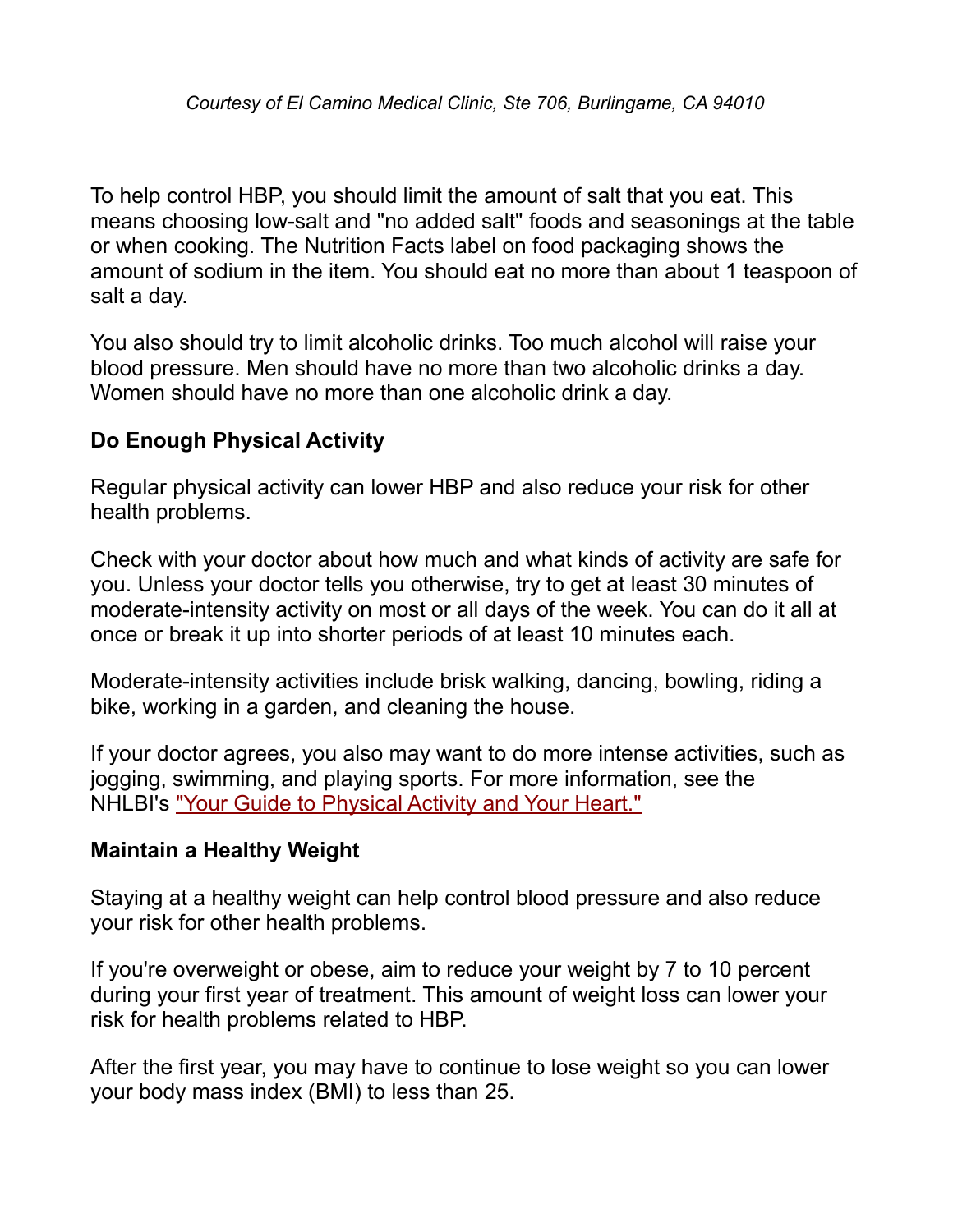To help control HBP, you should limit the amount of salt that you eat. This means choosing low-salt and "no added salt" foods and seasonings at the table or when cooking. The Nutrition Facts label on food packaging shows the amount of sodium in the item. You should eat no more than about 1 teaspoon of salt a day.

You also should try to limit alcoholic drinks. Too much alcohol will raise your blood pressure. Men should have no more than two alcoholic drinks a day. Women should have no more than one alcoholic drink a day.

**Do Enough Physical Activity**

Regular physical activity can lower HBP and also reduce your risk for other health problems.

Check with your doctor about how much and what kinds of activity are safe for you. Unless your doctor tells you otherwise, try to get at least 30 minutes of moderate-intensity activity on most or all days of the week. You can do it all at once or break it up into shorter periods of at least 10 minutes each.

Moderate-intensity activities include brisk walking, dancing, bowling, riding a bike, working in a garden, and cleaning the house.

If your doctor agrees, you also may want to do more intense activities, such as jogging, swimming, and playing sports. For more information, see the NHLBI's "Your Guide to Physical Activity and Your Heart."

**Maintain a Healthy Weight**

Staying at a healthy weight can help control blood pressure and also reduce your risk for other health problems.

If you're overweight or obese, aim to reduce your weight by 7 to 10 percent during your first year of treatment. This amount of weight loss can lower your risk for health problems related to HBP.

After the first year, you may have to continue to lose weight so you can lower your body mass index (BMI) to less than 25.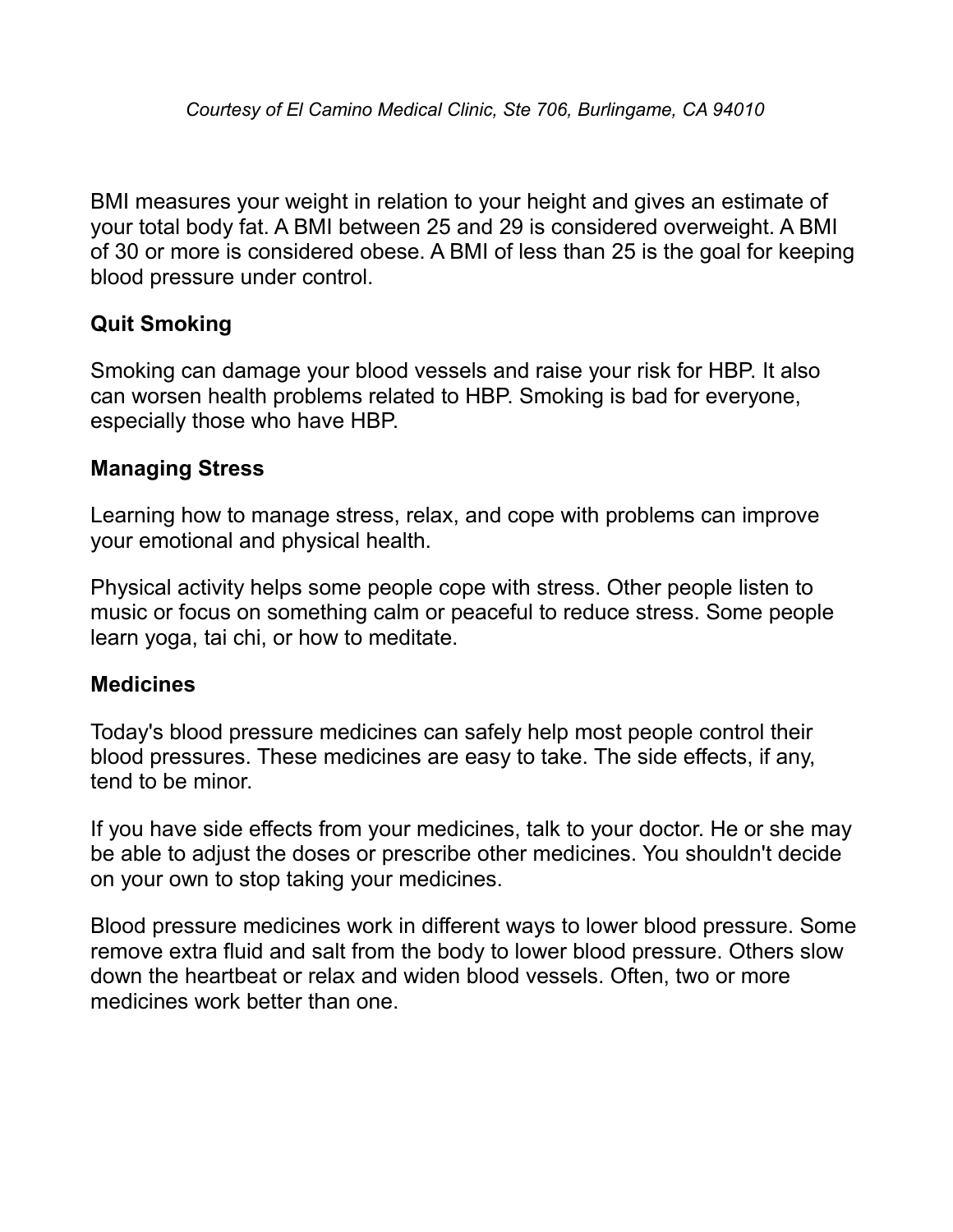BMI measures your weight in relation to your height and gives an estimate of your total body fat. A BMI between 25 and 29 is considered overweight. A BMI of 30 or more is considered obese. A BMI of less than 25 is the goal for keeping blood pressure under control.

## Quit Smoking

Smoking can damage your blood vessels and raise your risk for HBP. It also can worsen health problems related to HBP. Smoking is bad for everyone, especially those who have HBP.

## Managing Stress

Learning how to manage stress, relax, and cope with problems can improve your emotional and physical health.

Physical activity helps some people cope with stress. Other people listen to music or focus on something calm or peaceful to reduce stress. Some people learn yoga, tai chi, or how to meditate.

## Medicines

Today's blood pressure medicines can safely help most people control their blood pressures. These medicines are easy to take. The side effects, if any, tend to be minor.

If you have side effects from your medicines, talk to your doctor. He or she may be able to adjust the doses or prescribe other medicines. You shouldn't decide on your own to stop taking your medicines.

Blood pressure medicines work in different ways to lower blood pressure. Some remove extra fluid and salt from the body to lower blood pressure. Others slow down the heartbeat or relax and widen blood vessels. Often, two or more medicines work better than one.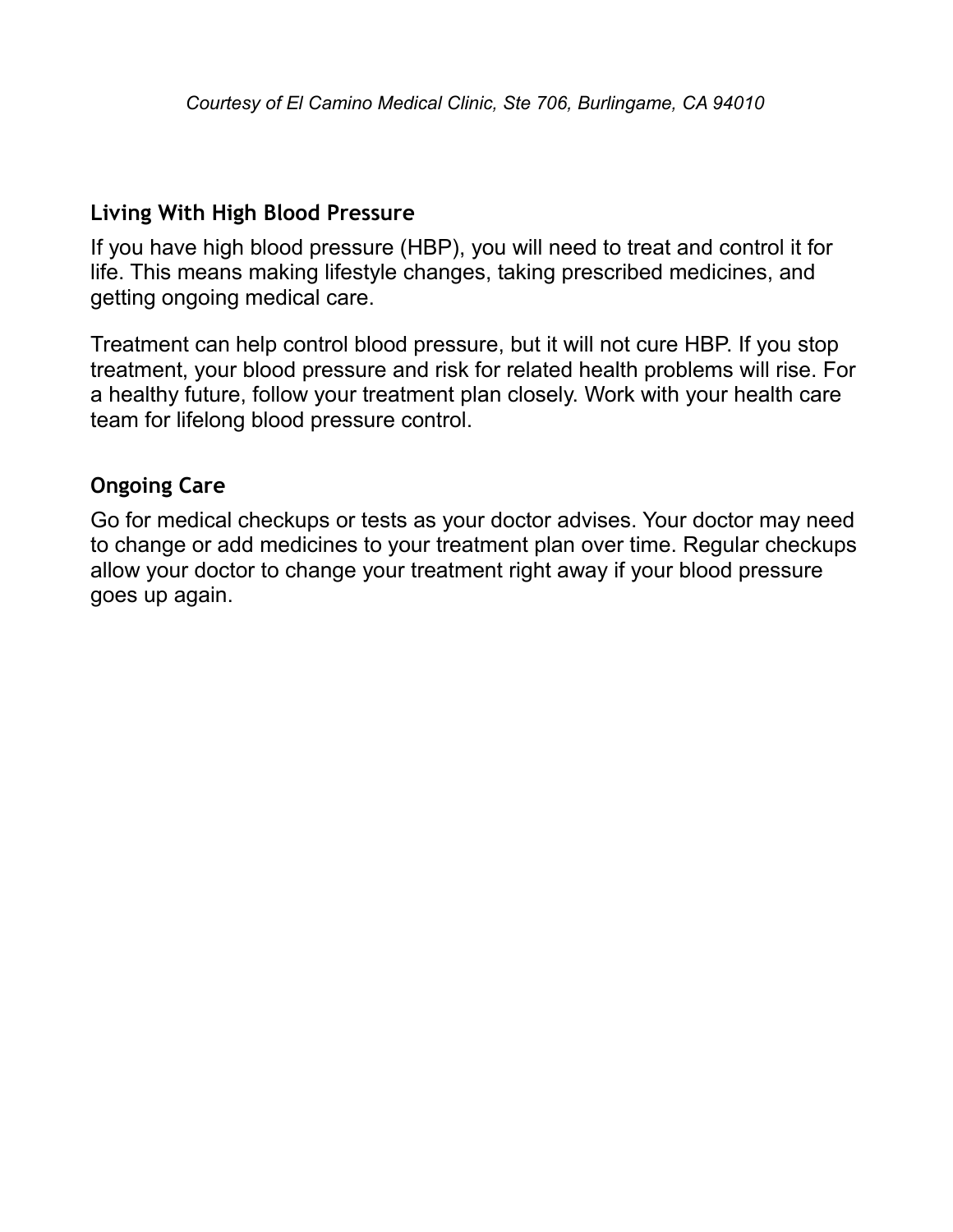*Courtesy of El Camino Medical Clinic, Ste 706, Burlingame, CA 94010*

## Living With High Blood Pressure

If you have high blood pressure (HBP), you will need to treat and control it for life. This means making lifestyle changes, taking prescribed medicines, and getting ongoing medical care.

Treatment can help control blood pressure, but it will not cure HBP. If you stop treatment, your blood pressure and risk for related health problems will rise. For a healthy future, follow your treatment plan closely. Work with your health care team for lifelong blood pressure control.

## Ongoing Care

Go for medical checkups or tests as your doctor advises. Your doctor may need to change or add medicines to your treatment plan over time. Regular checkups allow your doctor to change your treatment right away if your blood pressure goes up again.